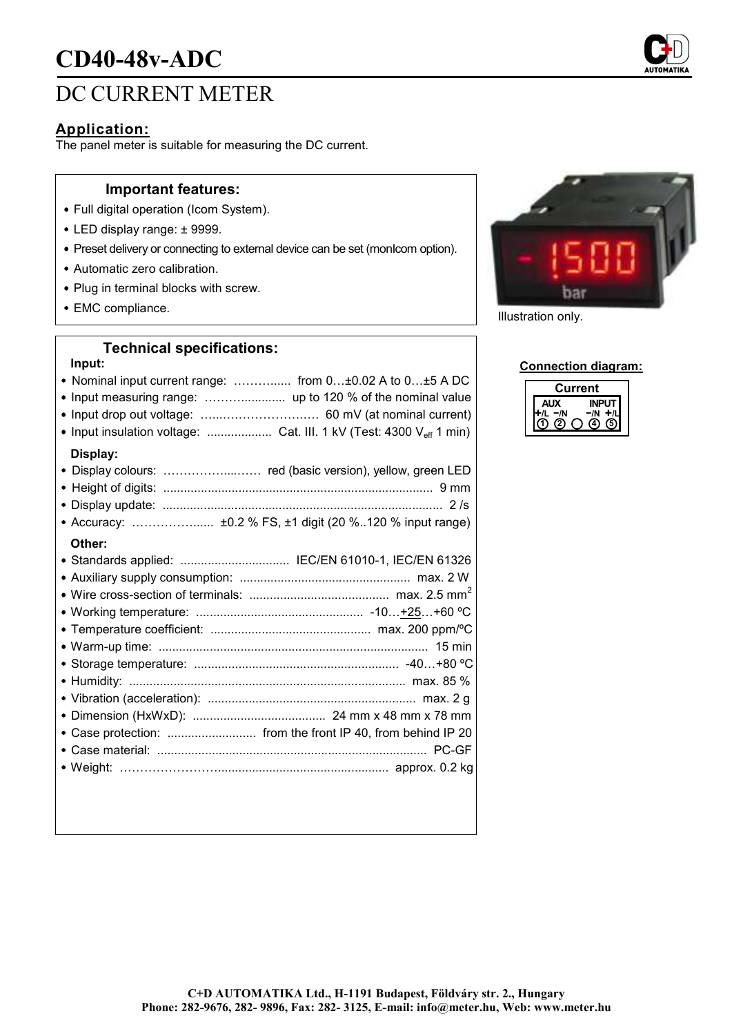# CD40-48v-ADC

## DC CURRENT METER

### Application:

The panel meter is suitable for measuring the DC current.

### Important features:

- Full digital operation (Icom System).
- LED display range: ± 9999.
- Preset delivery or connecting to external device can be set (monIcom option).
- Automatic zero calibration.
- Plug in terminal blocks with screw.
- EMC compliance.

Illustration only.

### Technical specifications:

**Input:**

- Nominal input current range: ………...... from 0…±0.02 A to 0…±5 A DC
- Input measuring range: ……….............. up to 120 % of the nominal value
- Input drop out voltage: …...……………….… 60 mV (at nominal current)
- Input insulation voltage: ................... Cat. III. 1 kV (Test: 4300 $V_{eff}$ 1 min)

**Display:**

- Display colours: ……………....…… red (basic version), yellow, green LED
- Height of digits: ............................................................................... 9 mm
- Display update: .................................................................................. 2 /s
- Accuracy: ……………...... ±0.2 % FS, ±1 digit (20 %..120 % input range)

**Other:**

- Standards applied: ................................ IEC/EN 61010-1, IEC/EN 61326
- Auxiliary supply consumption: .................................................. max. 2 W
- Wire cross-section of terminals: ......................................... max. 2.5 $mm^2$
- Working temperature: ................................................. -10…+25…+60 ºC
- Temperature coefficient: ............................................... max. 200 ppm/ºC
- Warm-up time: .............................................................................. 15 min
- Storage temperature: ............................................................ -40…+80 ºC
- Humidity: ................................................................................. max. 85 %
- Vibration (acceleration): ............................................................. max. 2 g
- Dimension (HxWxD): ....................................... 24 mm x 48 mm x 78 mm
- Case protection: .......................... from the front IP 40, from behind IP 20
- Case material: ............................................................................... PC-GF
- Weight: ……………………................................................ approx. 0.2 kg

### Connection diagram:

| Current | | | | |
|---|---|---|---|---|
| AUX | | | INPUT | |
| +/L | −/N | | −/N | +/L |
| 1 | 2 | | 4 | 5 |

C+D AUTOMATIKA Ltd., H-1191 Budapest, Földváry str. 2., Hungary
Phone: 282-9676, 282- 9896, Fax: 282- 3125, E-mail: info@meter.hu, Web: www.meter.hu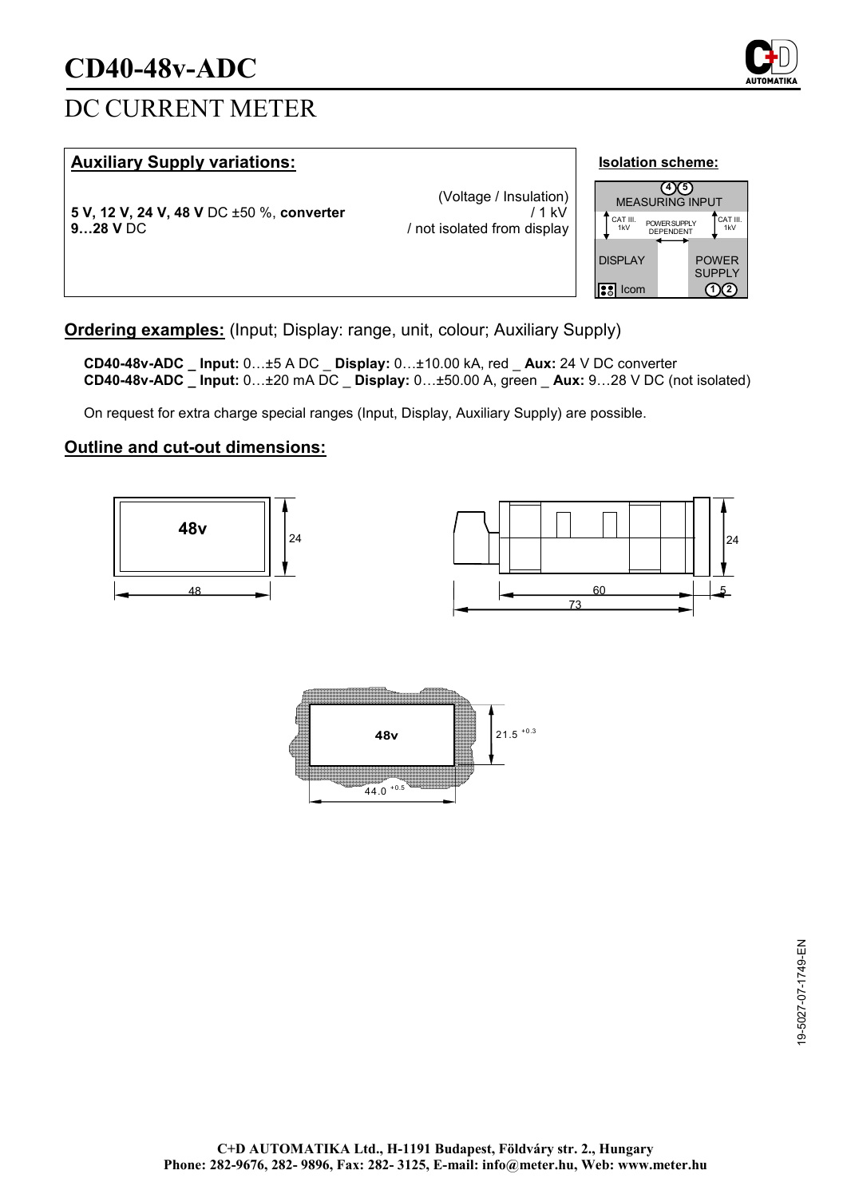# CD40-48v-ADC

## DC CURRENT METER

### Auxiliary Supply variations:

| | (Voltage / Insulation) |
|---|---|
| **5 V, 12 V, 24 V, 48 V** DC ±50 %, **converter** | / 1 kV |
| **9…28 V** DC | / not isolated from display |

### Isolation scheme:

4 5
MEASURING INPUT
CAT III. 1kV
POWER SUPPLY DEPENDENT
CAT III. 1kV
DISPLAY
POWER SUPPLY
Icom
1 2

### Ordering examples: (Input; Display: range, unit, colour; Auxiliary Supply)

**CD40-48v-ADC _ Input:** 0…±5 A DC _ **Display:** 0…±10.00 kA, red _ **Aux:** 24 V DC converter
**CD40-48v-ADC _ Input:** 0…±20 mA DC _ **Display:** 0…±50.00 A, green _ **Aux:** 9…28 V DC (not isolated)

On request for extra charge special ranges (Input, Display, Auxiliary Supply) are possible.

### Outline and cut-out dimensions:

48v
24
48
24
60
5
73

48v
21.5 +0.3
44.0 +0.5

19-5027-07-1749-EN